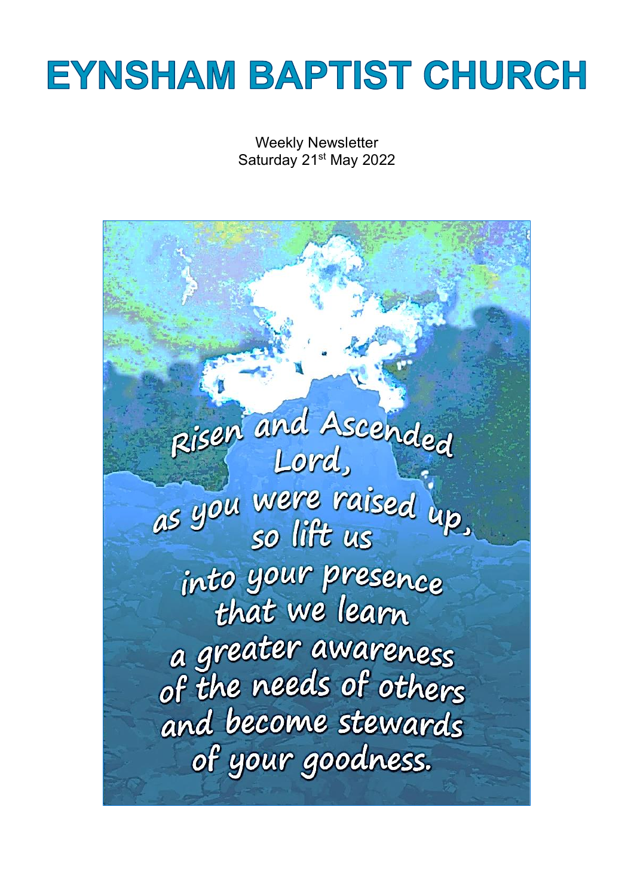# EYNSHAM BAPTIST CHURCH

Weekly Newsletter
Saturday 21st May 2022

Risen and Ascended Lord,
as you were raised up,
so lift us
into your presence
that we learn
a greater awareness
of the needs of others
and become stewards
of your goodness.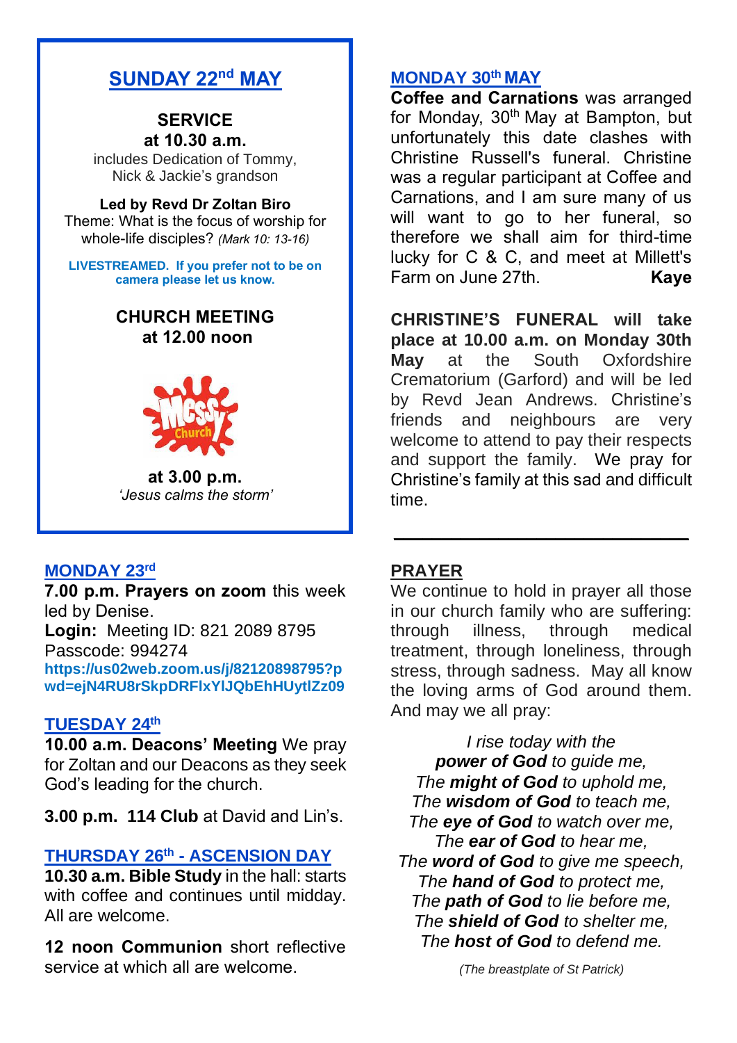## SUNDAY 22nd MAY

**SERVICE**
**at 10.30 a.m.**
includes Dedication of Tommy, Nick & Jackie's grandson

**Led by Revd Dr Zoltan Biro**
Theme: What is the focus of worship for whole-life disciples? *(Mark 10: 13-16)*

**LIVESTREAMED. If you prefer not to be on camera please let us know.**

**CHURCH MEETING**
**at 12.00 noon**

Messy Church

**at 3.00 p.m.**
*'Jesus calms the storm'*

## MONDAY 23rd

**7.00 p.m. Prayers on zoom** this week led by Denise.
**Login:** Meeting ID: 821 2089 8795
Passcode: 994274
**https://us02web.zoom.us/j/82120898795?pwd=ejN4RU8rSkpDRFlxYlJQbEhHUytlZz09**

## TUESDAY 24th

**10.00 a.m. Deacons' Meeting** We pray for Zoltan and our Deacons as they seek God's leading for the church.

**3.00 p.m. 114 Club** at David and Lin's.

## THURSDAY 26th - ASCENSION DAY

**10.30 a.m. Bible Study** in the hall: starts with coffee and continues until midday. All are welcome.

**12 noon Communion** short reflective service at which all are welcome.

## MONDAY 30th MAY

**Coffee and Carnations** was arranged for Monday, 30th May at Bampton, but unfortunately this date clashes with Christine Russell's funeral. Christine was a regular participant at Coffee and Carnations, and I am sure many of us will want to go to her funeral, so therefore we shall aim for third-time lucky for C & C, and meet at Millett's Farm on June 27th. **Kaye**

**CHRISTINE'S FUNERAL will take place at 10.00 a.m. on Monday 30th May** at the South Oxfordshire Crematorium (Garford) and will be led by Revd Jean Andrews. Christine's friends and neighbours are very welcome to attend to pay their respects and support the family. We pray for Christine's family at this sad and difficult time.

---

## PRAYER

We continue to hold in prayer all those in our church family who are suffering: through illness, through medical treatment, through loneliness, through stress, through sadness. May all know the loving arms of God around them. And may we all pray:

*I rise today with the*
*__power of God__ to guide me,*
*The __might of God__ to uphold me,*
*The __wisdom of God__ to teach me,*
*The __eye of God__ to watch over me,*
*The __ear of God__ to hear me,*
*The __word of God__ to give me speech,*
*The __hand of God__ to protect me,*
*The __path of God__ to lie before me,*
*The __shield of God__ to shelter me,*
*The __host of God__ to defend me.*

*(The breastplate of St Patrick)*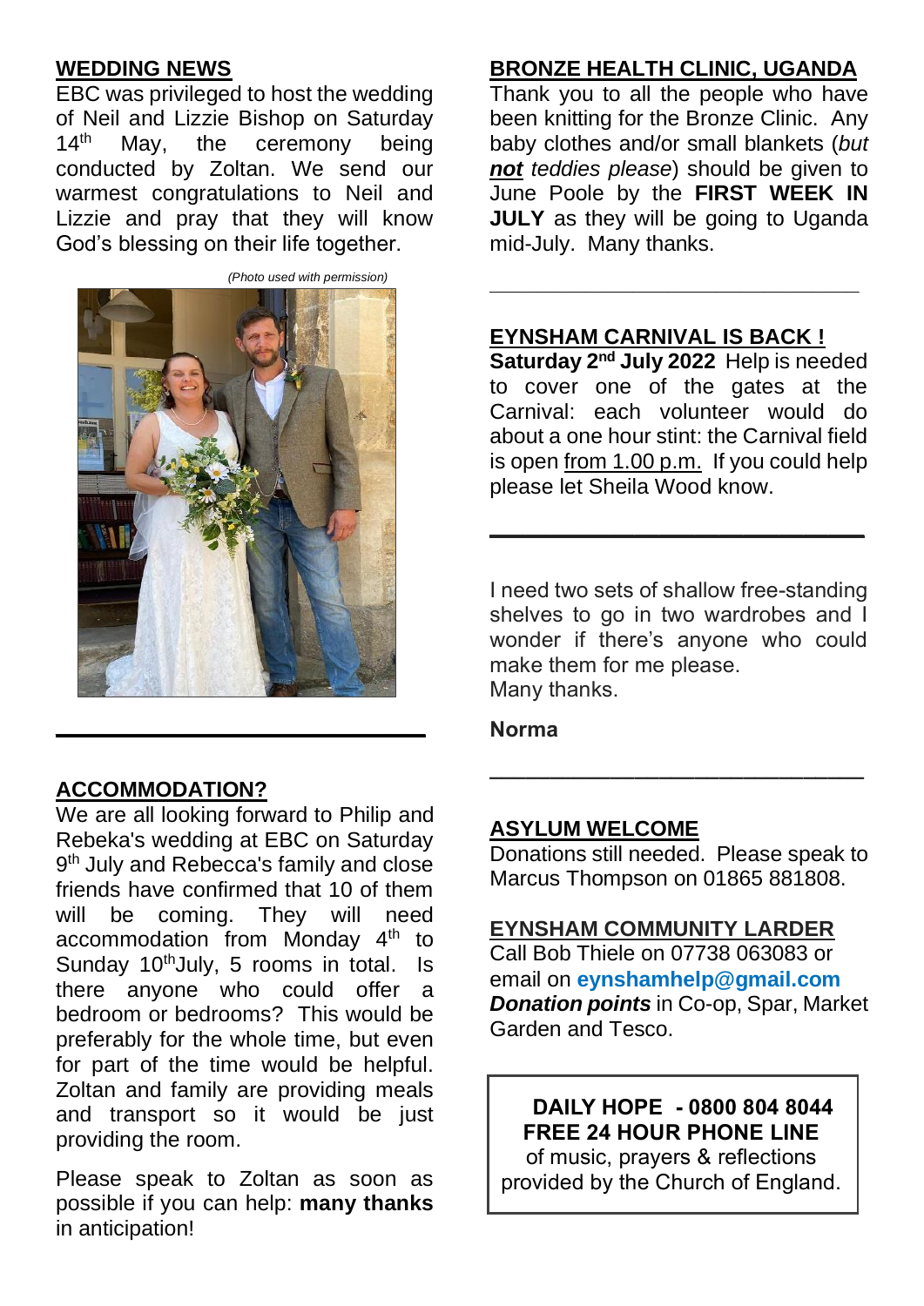## WEDDING NEWS

EBC was privileged to host the wedding of Neil and Lizzie Bishop on Saturday 14th May, the ceremony being conducted by Zoltan. We send our warmest congratulations to Neil and Lizzie and pray that they will know God's blessing on their life together.

*(Photo used with permission)*

---

## ACCOMMODATION?

We are all looking forward to Philip and Rebeka's wedding at EBC on Saturday 9th July and Rebecca's family and close friends have confirmed that 10 of them will be coming. They will need accommodation from Monday 4th to Sunday 10th July, 5 rooms in total. Is there anyone who could offer a bedroom or bedrooms? This would be preferably for the whole time, but even for part of the time would be helpful. Zoltan and family are providing meals and transport so it would be just providing the room.

Please speak to Zoltan as soon as possible if you can help: **many thanks** in anticipation!

## BRONZE HEALTH CLINIC, UGANDA

Thank you to all the people who have been knitting for the Bronze Clinic. Any baby clothes and/or small blankets (*but **not** teddies please*) should be given to June Poole by the **FIRST WEEK IN JULY** as they will be going to Uganda mid-July. Many thanks.

---

## EYNSHAM CARNIVAL IS BACK !

**Saturday 2nd July 2022** Help is needed to cover one of the gates at the Carnival: each volunteer would do about a one hour stint: the Carnival field is open from 1.00 p.m. If you could help please let Sheila Wood know.

---

I need two sets of shallow free-standing shelves to go in two wardrobes and I wonder if there's anyone who could make them for me please.
Many thanks.

**Norma**

---

## ASYLUM WELCOME

Donations still needed. Please speak to Marcus Thompson on 01865 881808.

## EYNSHAM COMMUNITY LARDER

Call Bob Thiele on 07738 063083 or email on **eynshamhelp@gmail.com**
***Donation points*** in Co-op, Spar, Market Garden and Tesco.

**DAILY HOPE - 0800 804 8044**
**FREE 24 HOUR PHONE LINE**
of music, prayers & reflections provided by the Church of England.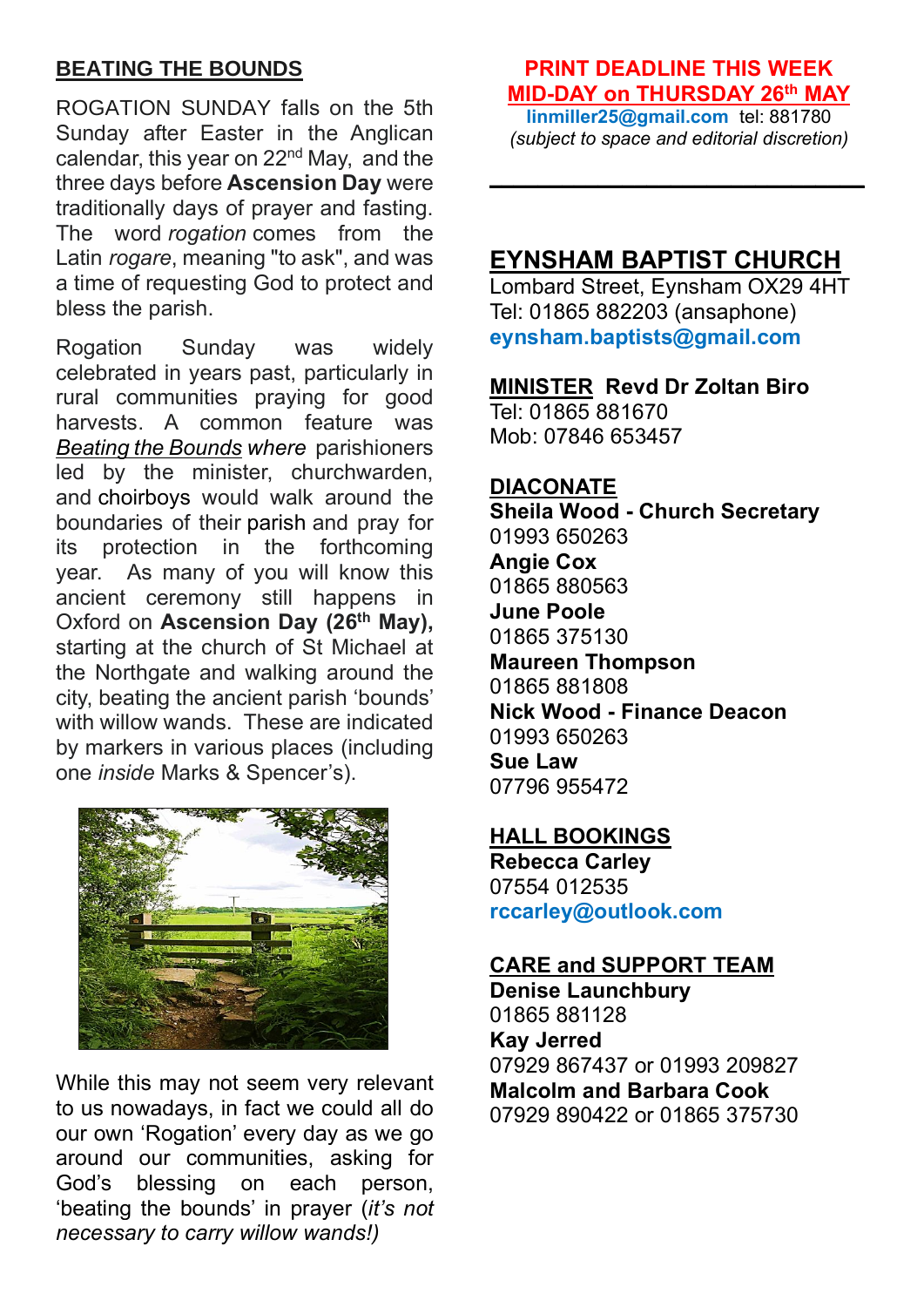## BEATING THE BOUNDS

ROGATION SUNDAY falls on the 5th Sunday after Easter in the Anglican calendar, this year on 22nd May, and the three days before **Ascension Day** were traditionally days of prayer and fasting. The word *rogation* comes from the Latin *rogare*, meaning "to ask", and was a time of requesting God to protect and bless the parish.

Rogation Sunday was widely celebrated in years past, particularly in rural communities praying for good harvests. A common feature was *Beating the Bounds where* parishioners led by the minister, churchwarden, and choirboys would walk around the boundaries of their parish and pray for its protection in the forthcoming year. As many of you will know this ancient ceremony still happens in Oxford on **Ascension Day (26th May),** starting at the church of St Michael at the Northgate and walking around the city, beating the ancient parish 'bounds' with willow wands. These are indicated by markers in various places (including one *inside* Marks & Spencer's).

While this may not seem very relevant to us nowadays, in fact we could all do our own 'Rogation' every day as we go around our communities, asking for God's blessing on each person, 'beating the bounds' in prayer (*it's not necessary to carry willow wands!)*

**PRINT DEADLINE THIS WEEK**
**MID-DAY on THURSDAY 26th MAY**
**linmiller25@gmail.com** tel: 881780
*(subject to space and editorial discretion)*

---

## EYNSHAM BAPTIST CHURCH

Lombard Street, Eynsham OX29 4HT
Tel: 01865 882203 (ansaphone)
**eynsham.baptists@gmail.com**

**MINISTER Revd Dr Zoltan Biro**
Tel: 01865 881670
Mob: 07846 653457

**DIACONATE**
**Sheila Wood - Church Secretary**
01993 650263
**Angie Cox**
01865 880563
**June Poole**
01865 375130
**Maureen Thompson**
01865 881808
**Nick Wood - Finance Deacon**
01993 650263
**Sue Law**
07796 955472

**HALL BOOKINGS**
**Rebecca Carley**
07554 012535
**rccarley@outlook.com**

**CARE and SUPPORT TEAM**
**Denise Launchbury**
01865 881128
**Kay Jerred**
07929 867437 or 01993 209827
**Malcolm and Barbara Cook**
07929 890422 or 01865 375730